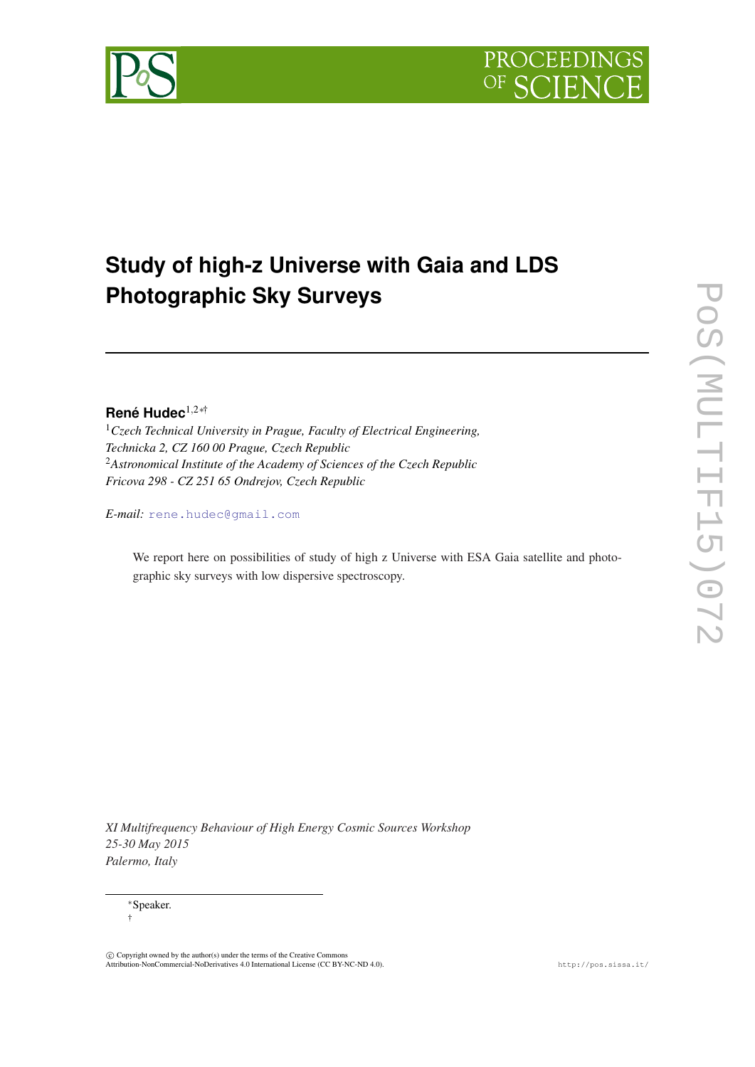# Study of high-z Universe with Gaia and LDS Photographic Sky Surveys

**René Hudec**[1,2*†]

[1] *Czech Technical University in Prague, Faculty of Electrical Engineering, Technicka 2, CZ 160 00 Prague, Czech Republic*
[2] *Astronomical Institute of the Academy of Sciences of the Czech Republic Fricova 298 - CZ 251 65 Ondrejov, Czech Republic*

*E-mail:* rene.hudec@gmail.com

We report here on possibilities of study of high z Universe with ESA Gaia satellite and photographic sky surveys with low dispersive spectroscopy.

*XI Multifrequency Behaviour of High Energy Cosmic Sources Workshop*
*25-30 May 2015*
*Palermo, Italy*

*Speaker.
†

© Copyright owned by the author(s) under the terms of the Creative Commons Attribution-NonCommercial-NoDerivatives 4.0 International License (CC BY-NC-ND 4.0).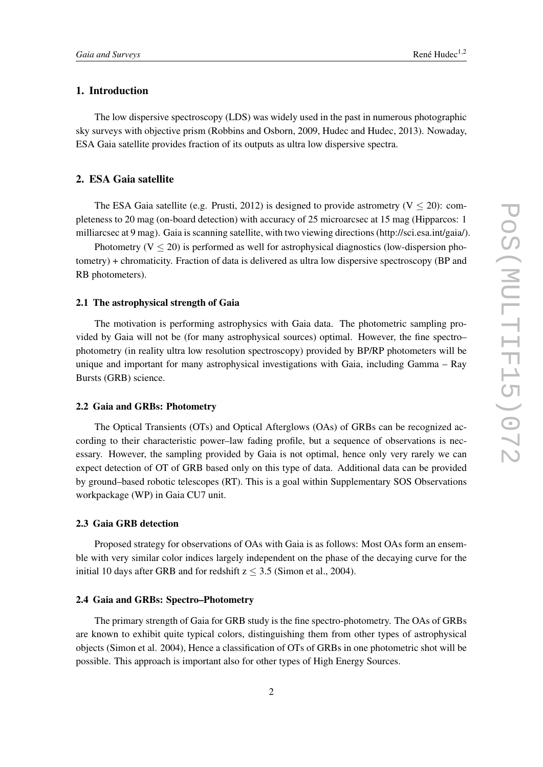## 1. Introduction

The low dispersive spectroscopy (LDS) was widely used in the past in numerous photographic sky surveys with objective prism (Robbins and Osborn, 2009, Hudec and Hudec, 2013). Nowaday, ESA Gaia satellite provides fraction of its outputs as ultra low dispersive spectra.

## 2. ESA Gaia satellite

The ESA Gaia satellite (e.g. Prusti, 2012) is designed to provide astrometry ($V \leq 20$): completeness to 20 mag (on-board detection) with accuracy of 25 microarcsec at 15 mag (Hipparcos: 1 milliarcsec at 9 mag). Gaia is scanning satellite, with two viewing directions (http://sci.esa.int/gaia/).

Photometry ($V \leq 20$) is performed as well for astrophysical diagnostics (low-dispersion photometry) + chromaticity. Fraction of data is delivered as ultra low dispersive spectroscopy (BP and RB photometers).

### 2.1 The astrophysical strength of Gaia

The motivation is performing astrophysics with Gaia data. The photometric sampling provided by Gaia will not be (for many astrophysical sources) optimal. However, the fine spectro–photometry (in reality ultra low resolution spectroscopy) provided by BP/RP photometers will be unique and important for many astrophysical investigations with Gaia, including Gamma – Ray Bursts (GRB) science.

### 2.2 Gaia and GRBs: Photometry

The Optical Transients (OTs) and Optical Afterglows (OAs) of GRBs can be recognized according to their characteristic power–law fading profile, but a sequence of observations is necessary. However, the sampling provided by Gaia is not optimal, hence only very rarely we can expect detection of OT of GRB based only on this type of data. Additional data can be provided by ground–based robotic telescopes (RT). This is a goal within Supplementary SOS Observations workpackage (WP) in Gaia CU7 unit.

### 2.3 Gaia GRB detection

Proposed strategy for observations of OAs with Gaia is as follows: Most OAs form an ensemble with very similar color indices largely independent on the phase of the decaying curve for the initial 10 days after GRB and for redshift $z \leq 3.5$ (Simon et al., 2004).

### 2.4 Gaia and GRBs: Spectro–Photometry

The primary strength of Gaia for GRB study is the fine spectro-photometry. The OAs of GRBs are known to exhibit quite typical colors, distinguishing them from other types of astrophysical objects (Simon et al. 2004), Hence a classification of OTs of GRBs in one photometric shot will be possible. This approach is important also for other types of High Energy Sources.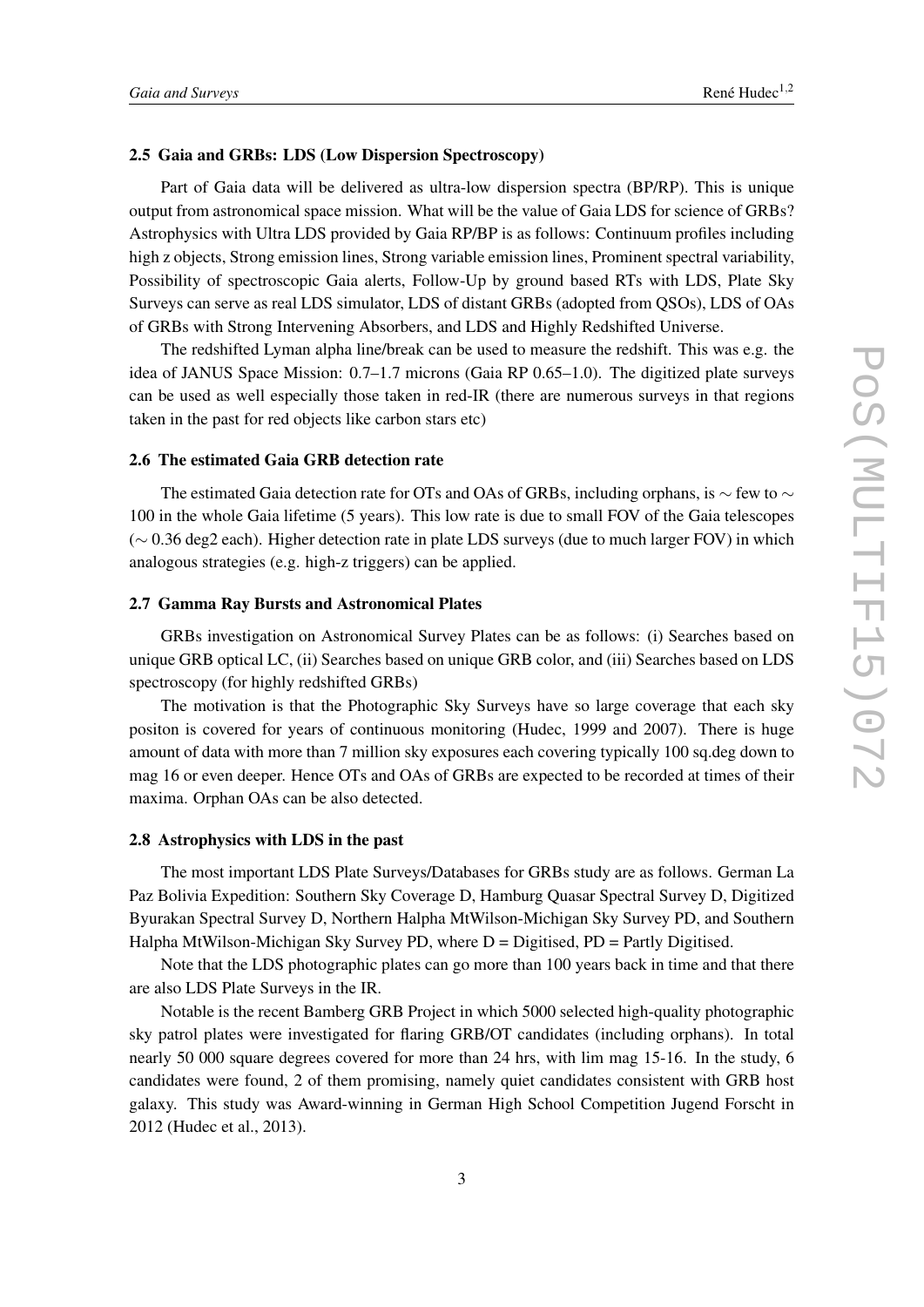### 2.5 Gaia and GRBs: LDS (Low Dispersion Spectroscopy)

Part of Gaia data will be delivered as ultra-low dispersion spectra (BP/RP). This is unique output from astronomical space mission. What will be the value of Gaia LDS for science of GRBs? Astrophysics with Ultra LDS provided by Gaia RP/BP is as follows: Continuum profiles including high z objects, Strong emission lines, Strong variable emission lines, Prominent spectral variability, Possibility of spectroscopic Gaia alerts, Follow-Up by ground based RTs with LDS, Plate Sky Surveys can serve as real LDS simulator, LDS of distant GRBs (adopted from QSOs), LDS of OAs of GRBs with Strong Intervening Absorbers, and LDS and Highly Redshifted Universe.

The redshifted Lyman alpha line/break can be used to measure the redshift. This was e.g. the idea of JANUS Space Mission: 0.7–1.7 microns (Gaia RP 0.65–1.0). The digitized plate surveys can be used as well especially those taken in red-IR (there are numerous surveys in that regions taken in the past for red objects like carbon stars etc)

### 2.6 The estimated Gaia GRB detection rate

The estimated Gaia detection rate for OTs and OAs of GRBs, including orphans, is $\sim$ few to $\sim$ 100 in the whole Gaia lifetime (5 years). This low rate is due to small FOV of the Gaia telescopes ($\sim$ 0.36 deg2 each). Higher detection rate in plate LDS surveys (due to much larger FOV) in which analogous strategies (e.g. high-z triggers) can be applied.

### 2.7 Gamma Ray Bursts and Astronomical Plates

GRBs investigation on Astronomical Survey Plates can be as follows: (i) Searches based on unique GRB optical LC, (ii) Searches based on unique GRB color, and (iii) Searches based on LDS spectroscopy (for highly redshifted GRBs)

The motivation is that the Photographic Sky Surveys have so large coverage that each sky positon is covered for years of continuous monitoring (Hudec, 1999 and 2007). There is huge amount of data with more than 7 million sky exposures each covering typically 100 sq.deg down to mag 16 or even deeper. Hence OTs and OAs of GRBs are expected to be recorded at times of their maxima. Orphan OAs can be also detected.

### 2.8 Astrophysics with LDS in the past

The most important LDS Plate Surveys/Databases for GRBs study are as follows. German La Paz Bolivia Expedition: Southern Sky Coverage D, Hamburg Quasar Spectral Survey D, Digitized Byurakan Spectral Survey D, Northern Halpha MtWilson-Michigan Sky Survey PD, and Southern Halpha MtWilson-Michigan Sky Survey PD, where D = Digitised, PD = Partly Digitised.

Note that the LDS photographic plates can go more than 100 years back in time and that there are also LDS Plate Surveys in the IR.

Notable is the recent Bamberg GRB Project in which 5000 selected high-quality photographic sky patrol plates were investigated for flaring GRB/OT candidates (including orphans). In total nearly 50 000 square degrees covered for more than 24 hrs, with lim mag 15-16. In the study, 6 candidates were found, 2 of them promising, namely quiet candidates consistent with GRB host galaxy. This study was Award-winning in German High School Competition Jugend Forscht in 2012 (Hudec et al., 2013).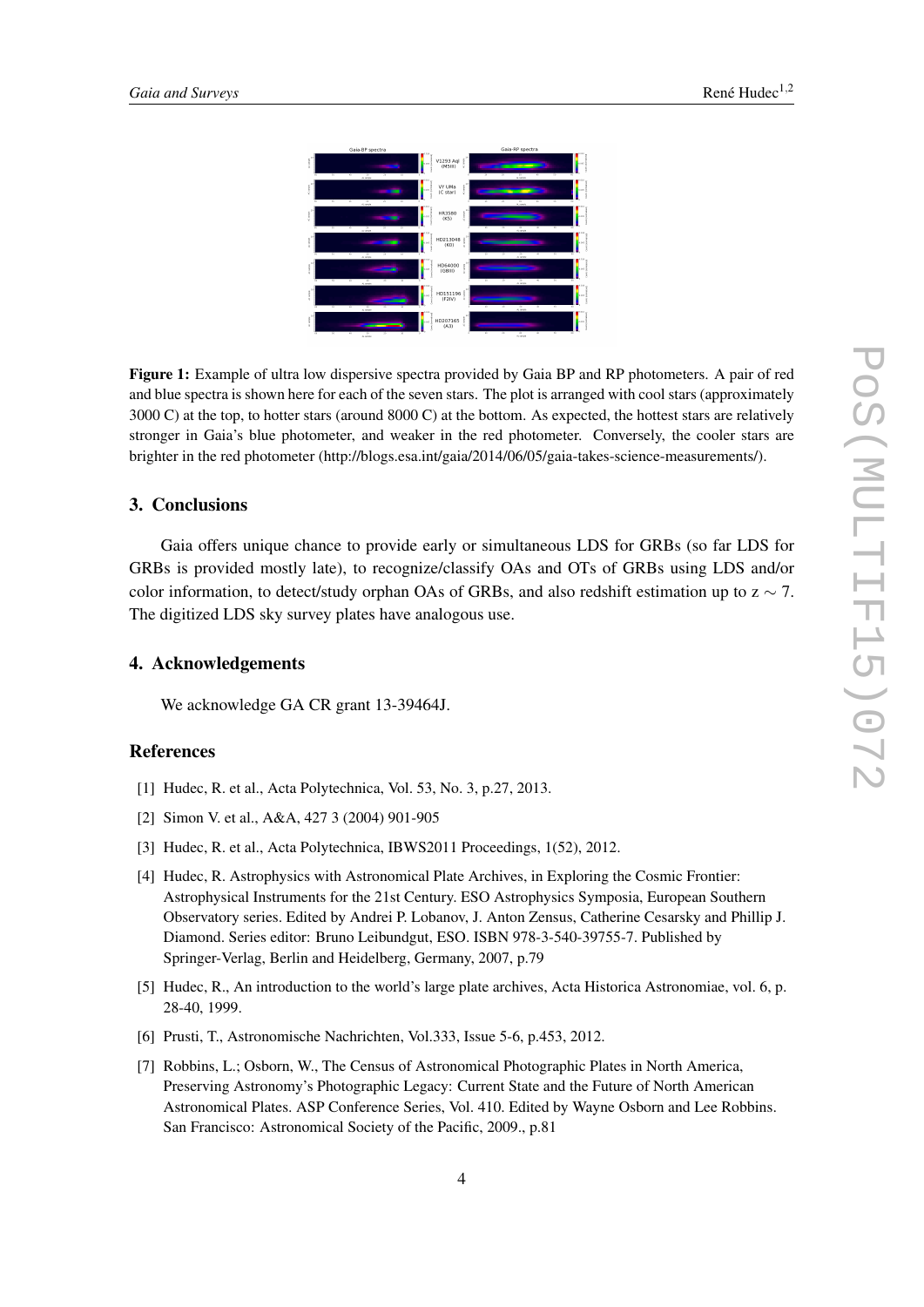**Figure 1:** Example of ultra low dispersive spectra provided by Gaia BP and RP photometers. A pair of red and blue spectra is shown here for each of the seven stars. The plot is arranged with cool stars (approximately 3000 C) at the top, to hotter stars (around 8000 C) at the bottom. As expected, the hottest stars are relatively stronger in Gaia's blue photometer, and weaker in the red photometer. Conversely, the cooler stars are brighter in the red photometer (http://blogs.esa.int/gaia/2014/06/05/gaia-takes-science-measurements/).

## 3. Conclusions

Gaia offers unique chance to provide early or simultaneous LDS for GRBs (so far LDS for GRBs is provided mostly late), to recognize/classify OAs and OTs of GRBs using LDS and/or color information, to detect/study orphan OAs of GRBs, and also redshift estimation up to $z \sim 7$. The digitized LDS sky survey plates have analogous use.

## 4. Acknowledgements

We acknowledge GA CR grant 13-39464J.

## References

[1] Hudec, R. et al., Acta Polytechnica, Vol. 53, No. 3, p.27, 2013.

[2] Simon V. et al., A&A, 427 3 (2004) 901-905

[3] Hudec, R. et al., Acta Polytechnica, IBWS2011 Proceedings, 1(52), 2012.

[4] Hudec, R. Astrophysics with Astronomical Plate Archives, in Exploring the Cosmic Frontier: Astrophysical Instruments for the 21st Century. ESO Astrophysics Symposia, European Southern Observatory series. Edited by Andrei P. Lobanov, J. Anton Zensus, Catherine Cesarsky and Phillip J. Diamond. Series editor: Bruno Leibundgut, ESO. ISBN 978-3-540-39755-7. Published by Springer-Verlag, Berlin and Heidelberg, Germany, 2007, p.79

[5] Hudec, R., An introduction to the world's large plate archives, Acta Historica Astronomiae, vol. 6, p. 28-40, 1999.

[6] Prusti, T., Astronomische Nachrichten, Vol.333, Issue 5-6, p.453, 2012.

[7] Robbins, L.; Osborn, W., The Census of Astronomical Photographic Plates in North America, Preserving Astronomy's Photographic Legacy: Current State and the Future of North American Astronomical Plates. ASP Conference Series, Vol. 410. Edited by Wayne Osborn and Lee Robbins. San Francisco: Astronomical Society of the Pacific, 2009., p.81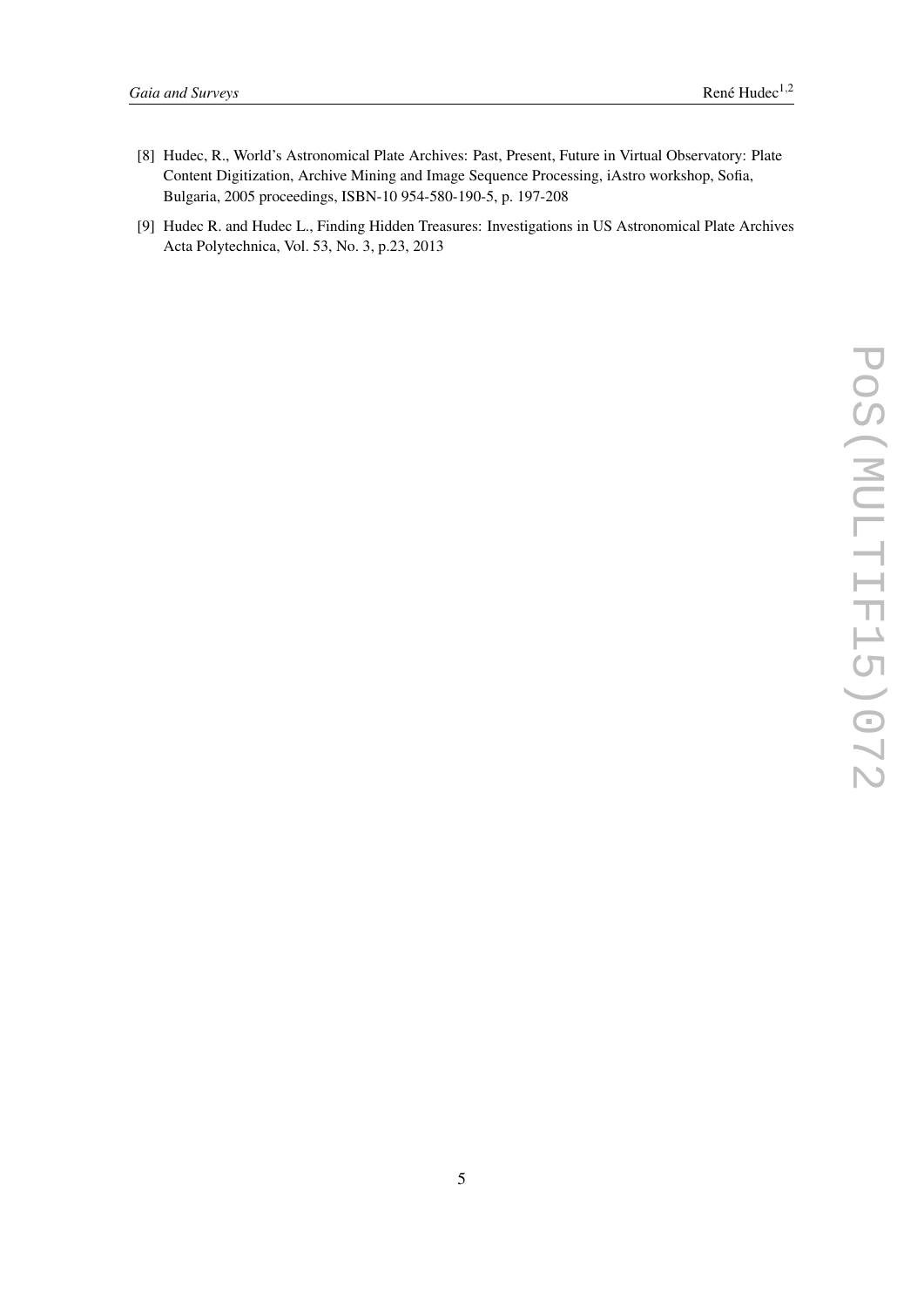[8] Hudec, R., World's Astronomical Plate Archives: Past, Present, Future in Virtual Observatory: Plate Content Digitization, Archive Mining and Image Sequence Processing, iAstro workshop, Sofia, Bulgaria, 2005 proceedings, ISBN-10 954-580-190-5, p. 197-208

[9] Hudec R. and Hudec L., Finding Hidden Treasures: Investigations in US Astronomical Plate Archives Acta Polytechnica, Vol. 53, No. 3, p.23, 2013